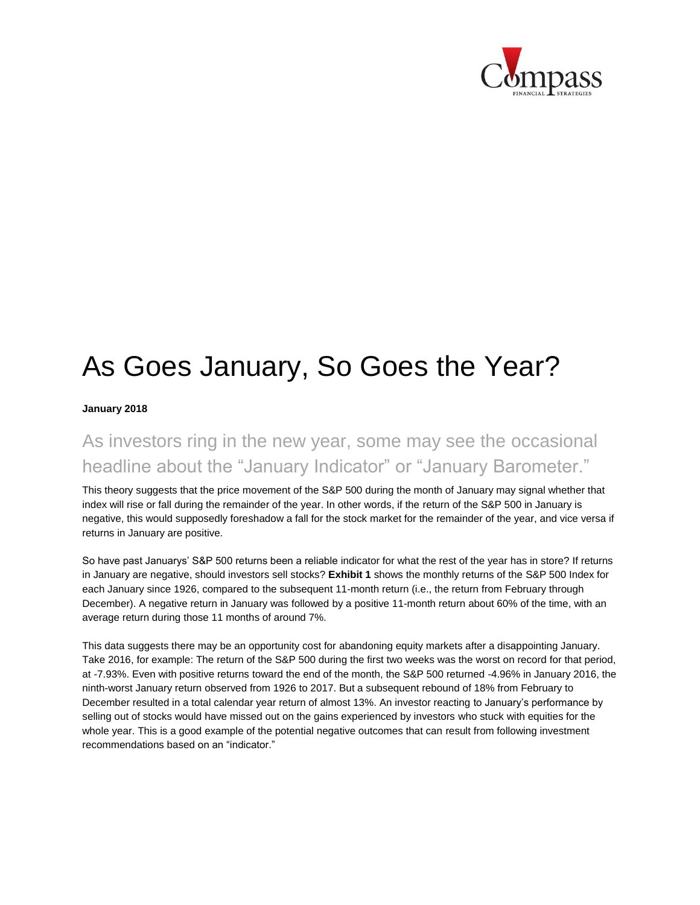# As Goes January, So Goes the Year?

**January 2018**

## As investors ring in the new year, some may see the occasional headline about the "January Indicator" or "January Barometer."

This theory suggests that the price movement of the S&P 500 during the month of January may signal whether that index will rise or fall during the remainder of the year. In other words, if the return of the S&P 500 in January is negative, this would supposedly foreshadow a fall for the stock market for the remainder of the year, and vice versa if returns in January are positive.

So have past Januarys' S&P 500 returns been a reliable indicator for what the rest of the year has in store? If returns in January are negative, should investors sell stocks? **Exhibit 1** shows the monthly returns of the S&P 500 Index for each January since 1926, compared to the subsequent 11-month return (i.e., the return from February through December). A negative return in January was followed by a positive 11-month return about 60% of the time, with an average return during those 11 months of around 7%.

This data suggests there may be an opportunity cost for abandoning equity markets after a disappointing January. Take 2016, for example: The return of the S&P 500 during the first two weeks was the worst on record for that period, at -7.93%. Even with positive returns toward the end of the month, the S&P 500 returned -4.96% in January 2016, the ninth-worst January return observed from 1926 to 2017. But a subsequent rebound of 18% from February to December resulted in a total calendar year return of almost 13%. An investor reacting to January's performance by selling out of stocks would have missed out on the gains experienced by investors who stuck with equities for the whole year. This is a good example of the potential negative outcomes that can result from following investment recommendations based on an "indicator."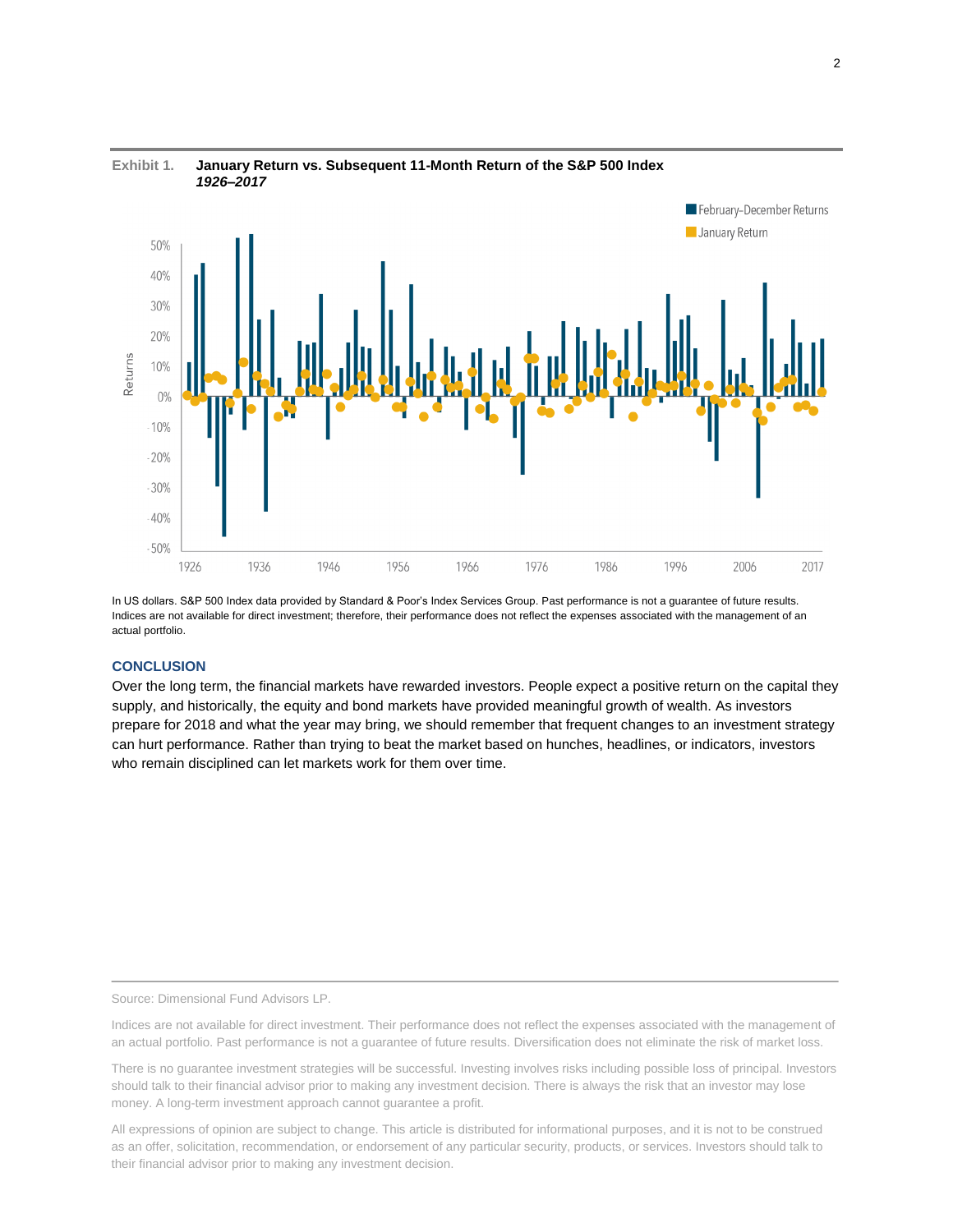**Exhibit 1.** **January Return vs. Subsequent 11-Month Return of the S&P 500 Index**
***1926–2017***

February–December Returns
January Return

Returns

50%
40%
30%
20%
10%
0%
-10%
-20%
-30%
-40%
-50%

1926
1936
1946
1956
1966
1976
1986
1996
2006
2017

In US dollars. S&P 500 Index data provided by Standard & Poor's Index Services Group. Past performance is not a guarantee of future results. Indices are not available for direct investment; therefore, their performance does not reflect the expenses associated with the management of an actual portfolio.

## CONCLUSION

Over the long term, the financial markets have rewarded investors. People expect a positive return on the capital they supply, and historically, the equity and bond markets have provided meaningful growth of wealth. As investors prepare for 2018 and what the year may bring, we should remember that frequent changes to an investment strategy can hurt performance. Rather than trying to beat the market based on hunches, headlines, or indicators, investors who remain disciplined can let markets work for them over time.

---

Source: Dimensional Fund Advisors LP.

Indices are not available for direct investment. Their performance does not reflect the expenses associated with the management of an actual portfolio. Past performance is not a guarantee of future results. Diversification does not eliminate the risk of market loss.

There is no guarantee investment strategies will be successful. Investing involves risks including possible loss of principal. Investors should talk to their financial advisor prior to making any investment decision. There is always the risk that an investor may lose money. A long-term investment approach cannot guarantee a profit.

All expressions of opinion are subject to change. This article is distributed for informational purposes, and it is not to be construed as an offer, solicitation, recommendation, or endorsement of any particular security, products, or services. Investors should talk to their financial advisor prior to making any investment decision.